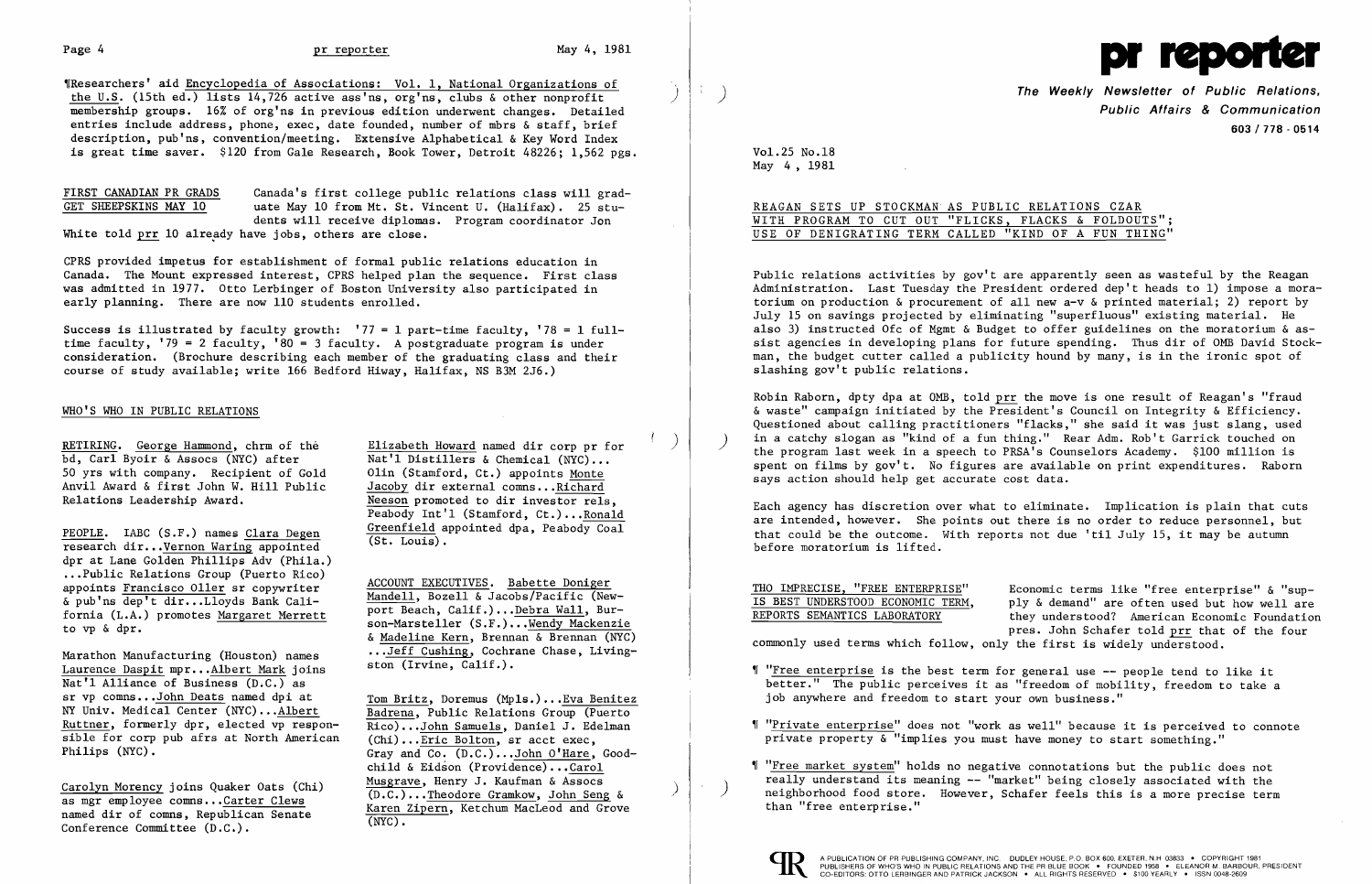¶Researchers' aid Encyclopedia of Associations: Vol. 1, National Organizations of the U.S. (15th ed.) lists 14,726 active ass'ns, org'ns, clubs & other nonprofit membership groups. 16% of org'ns in previous edition underwent changes. Detailed entries include address, phone, exec, date founded, number of mbrs & staff, brief description, pub'ns, convention/meeting. Extensive Alphabetical & Key Word Index is great time saver. $120 from Gale Research, Book Tower, Detroit 48226; 1,562 pgs.

## FIRST CANADIAN PR GRADS GET SHEEPSKINS MAY 10

Canada's first college public relations class will graduate May 10 from Mt. St. Vincent U. (Halifax). 25 students will receive diplomas. Program coordinator Jon White told prr 10 already have jobs, others are close.

CPRS provided impetus for establishment of formal public relations education in Canada. The Mount expressed interest, CPRS helped plan the sequence. First class was admitted in 1977. Otto Lerbinger of Boston University also participated in early planning. There are now 110 students enrolled.

Success is illustrated by faculty growth: '77 = 1 part-time faculty, '78 = 1 full-time faculty, '79 = 2 faculty, '80 = 3 faculty. A postgraduate program is under consideration. (Brochure describing each member of the graduating class and their course of study available; write 166 Bedford Hiway, Halifax, NS B3M 2J6.)

## WHO'S WHO IN PUBLIC RELATIONS

RETIRING. George Hammond, chrm of the bd, Carl Byoir & Assocs (NYC) after 50 yrs with company. Recipient of Gold Anvil Award & first John W. Hill Public Relations Leadership Award.

PEOPLE. IABC (S.F.) names Clara Degen research dir...Vernon Waring appointed dpr at Lane Golden Phillips Adv (Phila.) ...Public Relations Group (Puerto Rico) appoints Francisco Oller sr copywriter & pub'ns dep't dir...Lloyds Bank California (L.A.) promotes Margaret Merrett to vp & dpr.

Marathon Manufacturing (Houston) names Laurence Daspit mpr...Albert Mark joins Nat'l Alliance of Business (D.C.) as sr vp comns...John Deats named dpi at NY Univ. Medical Center (NYC)...Albert Ruttner, formerly dpr, elected vp responsible for corp pub afrs at North American Philips (NYC).

Carolyn Morency joins Quaker Oats (Chi) as mgr employee comns...Carter Clews named dir of comns, Republican Senate Conference Committee (D.C.).

Elizabeth Howard named dir corp pr for Nat'l Distillers & Chemical (NYC)... Olin (Stamford, Ct.) appoints Monte Jacoby dir external comns...Richard Neeson promoted to dir investor rels, Peabody Int'l (Stamford, Ct.)...Ronald Greenfield appointed dpa, Peabody Coal (St. Louis).

ACCOUNT EXECUTIVES. Babette Doniger Mandell, Bozell & Jacobs/Pacific (Newport Beach, Calif.)...Debra Wall, Burson-Marsteller (S.F.)...Wendy Mackenzie & Madeline Kern, Brennan & Brennan (NYC) ...Jeff Cushing, Cochrane Chase, Livingston (Irvine, Calif.).

Tom Britz, Doremus (Mpls.)...Eva Benitez Badrena, Public Relations Group (Puerto Rico)...John Samuels, Daniel J. Edelman (Chi)...Eric Bolton, sr acct exec, Gray and Co. (D.C.)...John O'Hare, Goodchild & Eidson (Providence)...Carol Musgrave, Henry J. Kaufman & Assocs (D.C.)...Theodore Gramkow, John Seng & Karen Zipern, Ketchum MacLeod and Grove (NYC).

# pr reporter

The Weekly Newsletter of Public Relations, Public Affairs & Communication

603 / 778 - 0514

Vol.25 No.18
May 4, 1981

## REAGAN SETS UP STOCKMAN AS PUBLIC RELATIONS CZAR WITH PROGRAM TO CUT OUT "FLICKS, FLACKS & FOLDOUTS"; USE OF DENIGRATING TERM CALLED "KIND OF A FUN THING"

Public relations activities by gov't are apparently seen as wasteful by the Reagan Administration. Last Tuesday the President ordered dep't heads to 1) impose a moratorium on production & procurement of all new a-v & printed material; 2) report by July 15 on savings projected by eliminating "superfluous" existing material. He also 3) instructed Ofc of Mgmt & Budget to offer guidelines on the moratorium & assist agencies in developing plans for future spending. Thus dir of OMB David Stockman, the budget cutter called a publicity hound by many, is in the ironic spot of slashing gov't public relations.

Robin Raborn, dpty dpa at OMB, told prr the move is one result of Reagan's "fraud & waste" campaign initiated by the President's Council on Integrity & Efficiency. Questioned about calling practitioners "flacks," she said it was just slang, used in a catchy slogan as "kind of a fun thing." Rear Adm. Rob't Garrick touched on the program last week in a speech to PRSA's Counselors Academy. $100 million is spent on films by gov't. No figures are available on print expenditures. Raborn says action should help get accurate cost data.

Each agency has discretion over what to eliminate. Implication is plain that cuts are intended, however. She points out there is no order to reduce personnel, but that could be the outcome. With reports not due 'til July 15, it may be autumn before moratorium is lifted.

## THO IMPRECISE, "FREE ENTERPRISE" IS BEST UNDERSTOOD ECONOMIC TERM, REPORTS SEMANTICS LABORATORY

Economic terms like "free enterprise" & "supply & demand" are often used but how well are they understood? American Economic Foundation pres. John Schafer told prr that of the four commonly used terms which follow, only the first is widely understood.

¶ "Free enterprise is the best term for general use -- people tend to like it better." The public perceives it as "freedom of mobility, freedom to take a job anywhere and freedom to start your own business."

¶ "Private enterprise" does not "work as well" because it is perceived to connote private property & "implies you must have money to start something."

¶ "Free market system" holds no negative connotations but the public does not really understand its meaning -- "market" being closely associated with the neighborhood food store. However, Schafer feels this is a more precise term than "free enterprise."

A PUBLICATION OF PR PUBLISHING COMPANY, INC. DUDLEY HOUSE, P.O. BOX 600, EXETER, N.H. 03833 • COPYRIGHT 1981 PUBLISHERS OF WHO'S WHO IN PUBLIC RELATIONS AND THE PR BLUE BOOK • FOUNDED 1958 • ELEANOR M. BARBOUR, PRESIDENT CO-EDITORS: OTTO LERBINGER AND PATRICK JACKSON • ALL RIGHTS RESERVED • $100 YEARLY • ISSN 0048-2609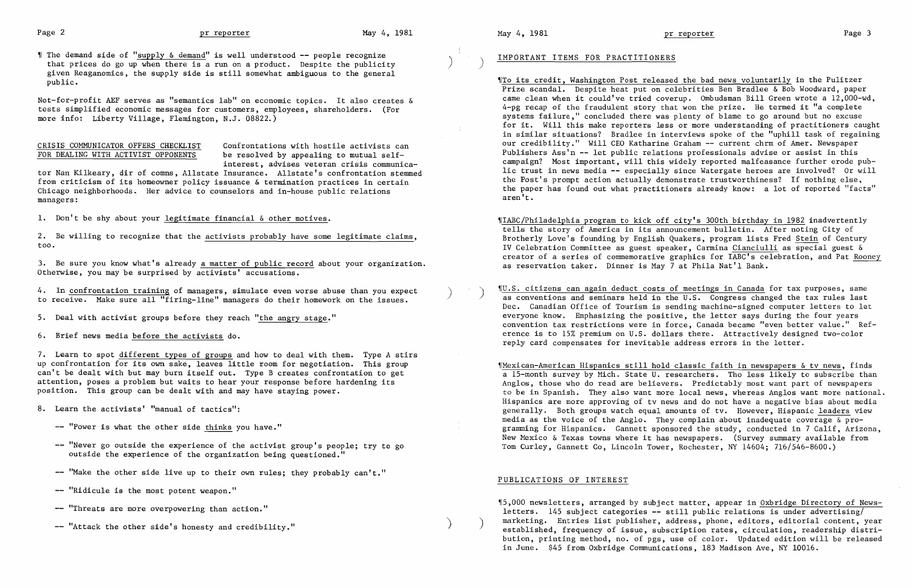¶ The demand side of "supply & demand" is well understood -- people recognize that prices do go up when there is a run on a product. Despite the publicity given Reaganomics, the supply side is still somewhat ambiguous to the general public.

Not-for-profit AEF serves as "semantics lab" on economic topics. It also creates & tests simplified economic messages for customers, employees, shareholders. (For more info: Liberty Village, Flemington, N.J. 08822.)

## CRISIS COMMUNICATOR OFFERS CHECKLIST FOR DEALING WITH ACTIVIST OPPONENTS

Confrontations with hostile activists can be resolved by appealing to mutual self-interest, advises veteran crisis communicator Nan Kilkeary, dir of comns, Allstate Insurance. Allstate's confrontation stemmed from criticism of its homeowner policy issuance & termination practices in certain Chicago neighborhoods. Her advice to counselors and in-house public relations managers:

1. Don't be shy about your legitimate financial & other motives.

2. Be willing to recognize that the activists probably have some legitimate claims, too.

3. Be sure you know what's already a matter of public record about your organization. Otherwise, you may be surprised by activists' accusations.

4. In confrontation training of managers, simulate even worse abuse than you expect to receive. Make sure all "firing-line" managers do their homework on the issues.

5. Deal with activist groups before they reach "the angry stage."

6. Brief news media before the activists do.

7. Learn to spot different types of groups and how to deal with them. Type A stirs up confrontation for its own sake, leaves little room for negotiation. This group can't be dealt with but may burn itself out. Type B creates confrontation to get attention, poses a problem but waits to hear your response before hardening its position. This group can be dealt with and may have staying power.

8. Learn the activists' "manual of tactics":

   -- "Power is what the other side thinks you have."

   -- "Never go outside the experience of the activist group's people; try to go outside the experience of the organization being questioned."

   -- "Make the other side live up to their own rules; they probably can't."

   -- "Ridicule is the most potent weapon."

   -- "Threats are more overpowering than action."

   -- "Attack the other side's honesty and credibility."

## IMPORTANT ITEMS FOR PRACTITIONERS

¶To its credit, Washington Post released the bad news voluntarily in the Pulitzer Prize scandal. Despite heat put on celebrities Ben Bradlee & Bob Woodward, paper came clean when it could've tried coverup. Ombudsman Bill Green wrote a 12,000-wd, 4-pg recap of the fraudulent story that won the prize. He termed it "a complete systems failure," concluded there was plenty of blame to go around but no excuse for it. Will this make reporters less or more understanding of practitioners caught in similar situations? Bradlee in interviews spoke of the "uphill task of regaining our credibility." Will CEO Katharine Graham -- current chrm of Amer. Newspaper Publishers Ass'n -- let public relations professionals advise or assist in this campaign? Most important, will this widely reported malfeasance further erode public trust in news media -- especially since Watergate heroes are involved? Or will the Post's prompt action actually demonstrate trustworthiness? If nothing else, the paper has found out what practitioners already know: a lot of reported "facts" aren't.

¶IABC/Philadelphia program to kick off city's 300th birthday in 1982 inadvertently tells the story of America in its announcement bulletin. After noting City of Brotherly Love's founding by English Quakers, program lists Fred Stein of Century IV Celebration Committee as guest speaker, Carmina Cianciulli as special guest & creator of a series of commemorative graphics for IABC's celebration, and Pat Rooney as reservation taker. Dinner is May 7 at Phila Nat'l Bank.

¶U.S. citizens can again deduct costs of meetings in Canada for tax purposes, same as conventions and seminars held in the U.S. Congress changed the tax rules last Dec. Canadian Office of Tourism is sending machine-signed computer letters to let everyone know. Emphasizing the positive, the letter says during the four years convention tax restrictions were in force, Canada became "even better value." Reference is to 15% premium on U.S. dollars there. Attractively designed two-color reply card compensates for inevitable address errors in the letter.

¶Mexican-American Hispanics still hold classic faith in newspapers & tv news, finds a 15-month survey by Mich. State U. researchers. Tho less likely to subscribe than Anglos, those who do read are believers. Predictably most want part of newspapers to be in Spanish. They also want more local news, whereas Anglos want more national. Hispanics are more approving of tv news and do not have a negative bias about media generally. Both groups watch equal amounts of tv. However, Hispanic leaders view media as the voice of the Anglo. They complain about inadequate coverage & programming for Hispanics. Gannett sponsored the study, conducted in 7 Calif, Arizona, New Mexico & Texas towns where it has newspapers. (Survey summary available from Tom Curley, Gannett Co, Lincoln Tower, Rochester, NY 14604; 716/546-8600.)

## PUBLICATIONS OF INTEREST

¶5,000 newsletters, arranged by subject matter, appear in Oxbridge Directory of Newsletters. 145 subject categories -- still public relations is under advertising/marketing. Entries list publisher, address, phone, editors, editorial content, year established, frequency of issue, subscription rates, circulation, readership distribution, printing method, no. of pgs, use of color. Updated edition will be released in June. $45 from Oxbridge Communications, 183 Madison Ave, NY 10016.